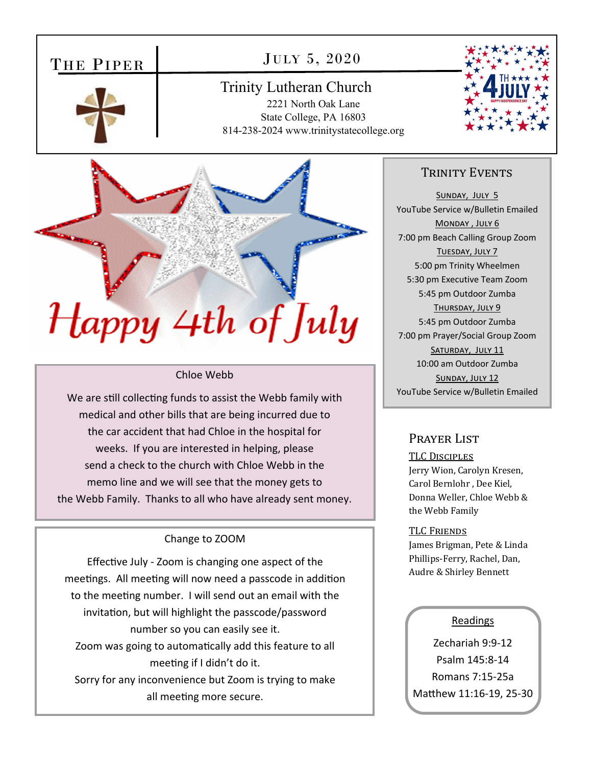# The Piper

## July 5, 2020

**Trinity Lutheran Church**
2221 North Oak Lane
State College, PA 16803
814-238-2024 www.trinitystatecollege.org

Happy 4th of July

### Chloe Webb

We are still collecting funds to assist the Webb family with medical and other bills that are being incurred due to the car accident that had Chloe in the hospital for weeks. If you are interested in helping, please send a check to the church with Chloe Webb in the memo line and we will see that the money gets to the Webb Family. Thanks to all who have already sent money.

### Change to ZOOM

Effective July - Zoom is changing one aspect of the meetings. All meeting will now need a passcode in addition to the meeting number. I will send out an email with the invitation, but will highlight the passcode/password number so you can easily see it.

Zoom was going to automatically add this feature to all meeting if I didn't do it.

Sorry for any inconvenience but Zoom is trying to make all meeting more secure.

## Trinity Events

**Sunday, July 5**
YouTube Service w/Bulletin Emailed

**Monday, July 6**
7:00 pm Beach Calling Group Zoom

**Tuesday, July 7**
5:00 pm Trinity Wheelmen
5:30 pm Executive Team Zoom
5:45 pm Outdoor Zumba

**Thursday, July 9**
5:45 pm Outdoor Zumba
7:00 pm Prayer/Social Group Zoom

**Saturday, July 11**
10:00 am Outdoor Zumba

**Sunday, July 12**
YouTube Service w/Bulletin Emailed

## Prayer List

**TLC Disciples**
Jerry Wion, Carolyn Kresen, Carol Bernlohr , Dee Kiel, Donna Weller, Chloe Webb & the Webb Family

**TLC Friends**
James Brigman, Pete & Linda Phillips-Ferry, Rachel, Dan, Audre & Shirley Bennett

### Readings

Zechariah 9:9-12
Psalm 145:8-14
Romans 7:15-25a
Matthew 11:16-19, 25-30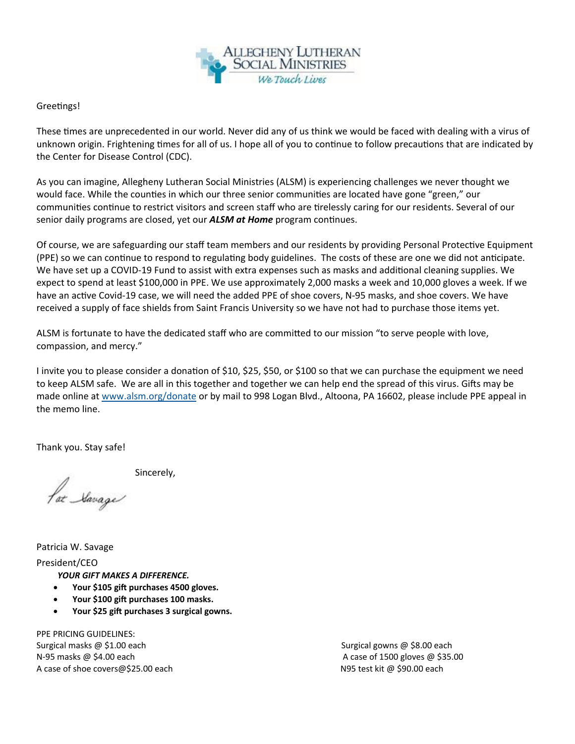ALLEGHENY LUTHERAN SOCIAL MINISTRIES
*We Touch Lives*

Greetings!

These times are unprecedented in our world. Never did any of us think we would be faced with dealing with a virus of unknown origin. Frightening times for all of us. I hope all of you to continue to follow precautions that are indicated by the Center for Disease Control (CDC).

As you can imagine, Allegheny Lutheran Social Ministries (ALSM) is experiencing challenges we never thought we would face. While the counties in which our three senior communities are located have gone "green," our communities continue to restrict visitors and screen staff who are tirelessly caring for our residents. Several of our senior daily programs are closed, yet our ***ALSM at Home*** program continues.

Of course, we are safeguarding our staff team members and our residents by providing Personal Protective Equipment (PPE) so we can continue to respond to regulating body guidelines. The costs of these are one we did not anticipate. We have set up a COVID-19 Fund to assist with extra expenses such as masks and additional cleaning supplies. We expect to spend at least $100,000 in PPE. We use approximately 2,000 masks a week and 10,000 gloves a week. If we have an active Covid-19 case, we will need the added PPE of shoe covers, N-95 masks, and shoe covers. We have received a supply of face shields from Saint Francis University so we have not had to purchase those items yet.

ALSM is fortunate to have the dedicated staff who are committed to our mission "to serve people with love, compassion, and mercy."

I invite you to please consider a donation of $10, $25, $50, or $100 so that we can purchase the equipment we need to keep ALSM safe. We are all in this together and together we can help end the spread of this virus. Gifts may be made online at www.alsm.org/donate or by mail to 998 Logan Blvd., Altoona, PA 16602, please include PPE appeal in the memo line.

Thank you. Stay safe!

Sincerely,

Pat Savage

Patricia W. Savage

President/CEO

***YOUR GIFT MAKES A DIFFERENCE.***

- **Your $105 gift purchases 4500 gloves.**
- **Your $100 gift purchases 100 masks.**
- **Your $25 gift purchases 3 surgical gowns.**

PPE PRICING GUIDELINES:

Surgical masks @ $1.00 each

N-95 masks @ $4.00 each

A case of shoe covers@$25.00 each

Surgical gowns @ $8.00 each

A case of 1500 gloves @ $35.00

N95 test kit @ $90.00 each